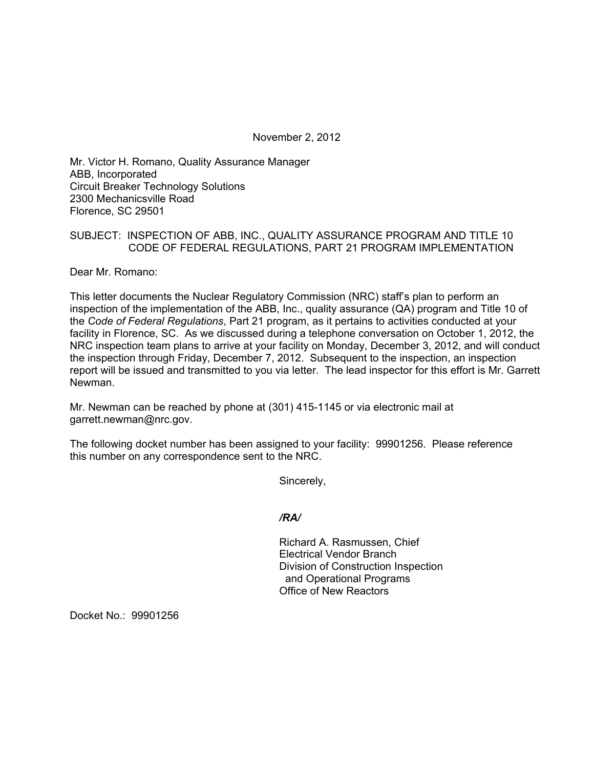November 2, 2012

Mr. Victor H. Romano, Quality Assurance Manager
ABB, Incorporated
Circuit Breaker Technology Solutions
2300 Mechanicsville Road
Florence, SC 29501

SUBJECT: INSPECTION OF ABB, INC., QUALITY ASSURANCE PROGRAM AND TITLE 10 CODE OF FEDERAL REGULATIONS, PART 21 PROGRAM IMPLEMENTATION

Dear Mr. Romano:

This letter documents the Nuclear Regulatory Commission (NRC) staff's plan to perform an inspection of the implementation of the ABB, Inc., quality assurance (QA) program and Title 10 of the *Code of Federal Regulations*, Part 21 program, as it pertains to activities conducted at your facility in Florence, SC. As we discussed during a telephone conversation on October 1, 2012, the NRC inspection team plans to arrive at your facility on Monday, December 3, 2012, and will conduct the inspection through Friday, December 7, 2012. Subsequent to the inspection, an inspection report will be issued and transmitted to you via letter. The lead inspector for this effort is Mr. Garrett Newman.

Mr. Newman can be reached by phone at (301) 415-1145 or via electronic mail at garrett.newman@nrc.gov.

The following docket number has been assigned to your facility: 99901256. Please reference this number on any correspondence sent to the NRC.

Sincerely,

*/RA/*

Richard A. Rasmussen, Chief
Electrical Vendor Branch
Division of Construction Inspection
and Operational Programs
Office of New Reactors

Docket No.: 99901256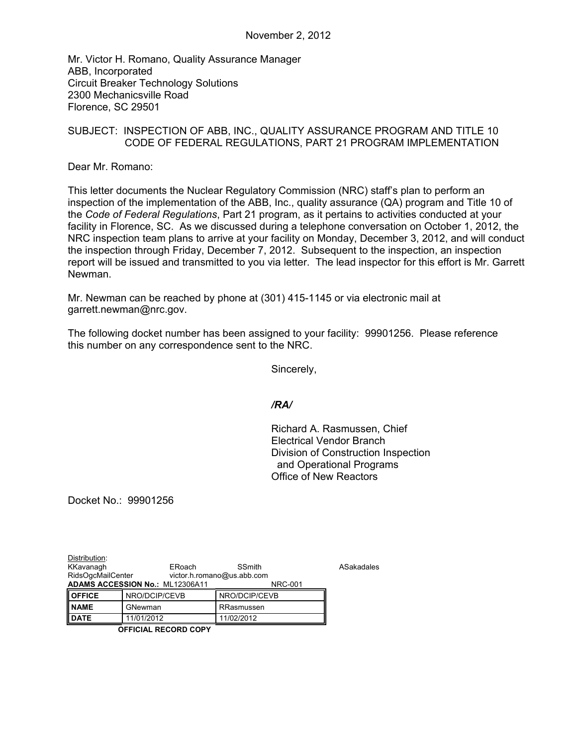November 2, 2012

Mr. Victor H. Romano, Quality Assurance Manager
ABB, Incorporated
Circuit Breaker Technology Solutions
2300 Mechanicsville Road
Florence, SC 29501

SUBJECT: INSPECTION OF ABB, INC., QUALITY ASSURANCE PROGRAM AND TITLE 10 CODE OF FEDERAL REGULATIONS, PART 21 PROGRAM IMPLEMENTATION

Dear Mr. Romano:

This letter documents the Nuclear Regulatory Commission (NRC) staff's plan to perform an inspection of the implementation of the ABB, Inc., quality assurance (QA) program and Title 10 of the *Code of Federal Regulations*, Part 21 program, as it pertains to activities conducted at your facility in Florence, SC. As we discussed during a telephone conversation on October 1, 2012, the NRC inspection team plans to arrive at your facility on Monday, December 3, 2012, and will conduct the inspection through Friday, December 7, 2012. Subsequent to the inspection, an inspection report will be issued and transmitted to you via letter. The lead inspector for this effort is Mr. Garrett Newman.

Mr. Newman can be reached by phone at (301) 415-1145 or via electronic mail at garrett.newman@nrc.gov.

The following docket number has been assigned to your facility: 99901256. Please reference this number on any correspondence sent to the NRC.

Sincerely,

*/RA/*

Richard A. Rasmussen, Chief
Electrical Vendor Branch
Division of Construction Inspection
and Operational Programs
Office of New Reactors

Docket No.: 99901256

Distribution:
KKavanagh ERoach SSmith ASakadales
RidsOgcMailCenter victor.h.romano@us.abb.com

**ADAMS ACCESSION No.:** ML12306A11 NRC-001

| | | |
|---|---|---|
| **OFFICE** | NRO/DCIP/CEVB | NRO/DCIP/CEVB |
| **NAME** | GNewman | RRasmussen |
| **DATE** | 11/01/2012 | 11/02/2012 |

**OFFICIAL RECORD COPY**